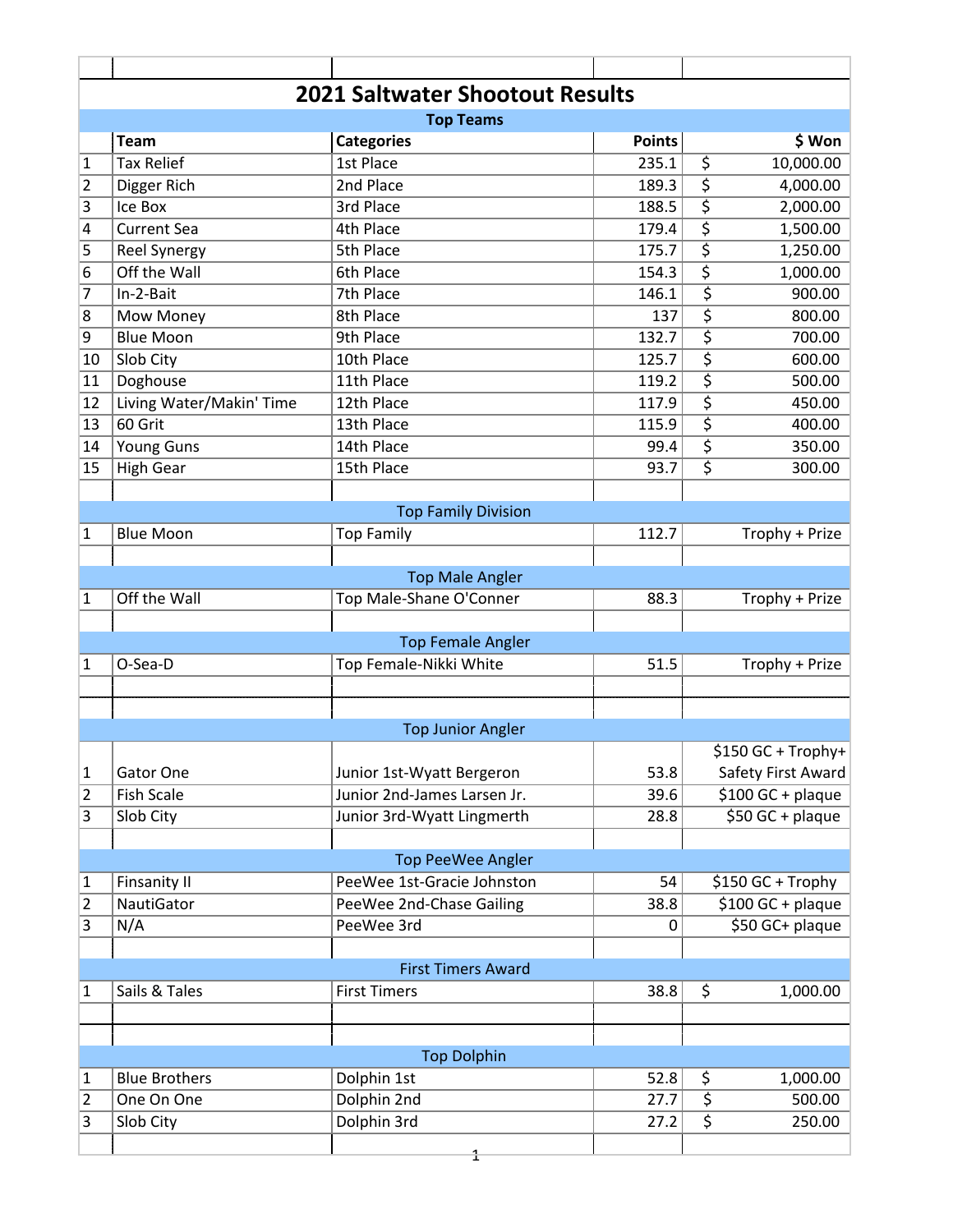# 2021 Saltwater Shootout Results

## Top Teams

| | Team | Categories | Points | $ Won |
|---|---|---|---|---|
| 1 | Tax Relief | 1st Place | 235.1 | $ 10,000.00 |
| 2 | Digger Rich | 2nd Place | 189.3 | $ 4,000.00 |
| 3 | Ice Box | 3rd Place | 188.5 | $ 2,000.00 |
| 4 | Current Sea | 4th Place | 179.4 | $ 1,500.00 |
| 5 | Reel Synergy | 5th Place | 175.7 | $ 1,250.00 |
| 6 | Off the Wall | 6th Place | 154.3 | $ 1,000.00 |
| 7 | In-2-Bait | 7th Place | 146.1 | $ 900.00 |
| 8 | Mow Money | 8th Place | 137 | $ 800.00 |
| 9 | Blue Moon | 9th Place | 132.7 | $ 700.00 |
| 10 | Slob City | 10th Place | 125.7 | $ 600.00 |
| 11 | Doghouse | 11th Place | 119.2 | $ 500.00 |
| 12 | Living Water/Makin' Time | 12th Place | 117.9 | $ 450.00 |
| 13 | 60 Grit | 13th Place | 115.9 | $ 400.00 |
| 14 | Young Guns | 14th Place | 99.4 | $ 350.00 |
| 15 | High Gear | 15th Place | 93.7 | $ 300.00 |

## Top Family Division

| | | | | |
|---|---|---|---|---|
| 1 | Blue Moon | Top Family | 112.7 | Trophy + Prize |

## Top Male Angler

| | | | | |
|---|---|---|---|---|
| 1 | Off the Wall | Top Male-Shane O'Conner | 88.3 | Trophy + Prize |

## Top Female Angler

| | | | | |
|---|---|---|---|---|
| 1 | O-Sea-D | Top Female-Nikki White | 51.5 | Trophy + Prize |

## Top Junior Angler

| | | | | |
|---|---|---|---|---|
| 1 | Gator One | Junior 1st-Wyatt Bergeron | 53.8 | $150 GC + Trophy+ Safety First Award |
| 2 | Fish Scale | Junior 2nd-James Larsen Jr. | 39.6 | $100 GC + plaque |
| 3 | Slob City | Junior 3rd-Wyatt Lingmerth | 28.8 | $50 GC + plaque |

## Top PeeWee Angler

| | | | | |
|---|---|---|---|---|
| 1 | Finsanity II | PeeWee 1st-Gracie Johnston | 54 | $150 GC + Trophy |
| 2 | NautiGator | PeeWee 2nd-Chase Gailing | 38.8 | $100 GC + plaque |
| 3 | N/A | PeeWee 3rd | 0 | $50 GC+ plaque |

## First Timers Award

| | | | | |
|---|---|---|---|---|
| 1 | Sails & Tales | First Timers | 38.8 | $ 1,000.00 |

## Top Dolphin

| | | | | |
|---|---|---|---|---|
| 1 | Blue Brothers | Dolphin 1st | 52.8 | $ 1,000.00 |
| 2 | One On One | Dolphin 2nd | 27.7 | $ 500.00 |
| 3 | Slob City | Dolphin 3rd | 27.2 | $ 250.00 |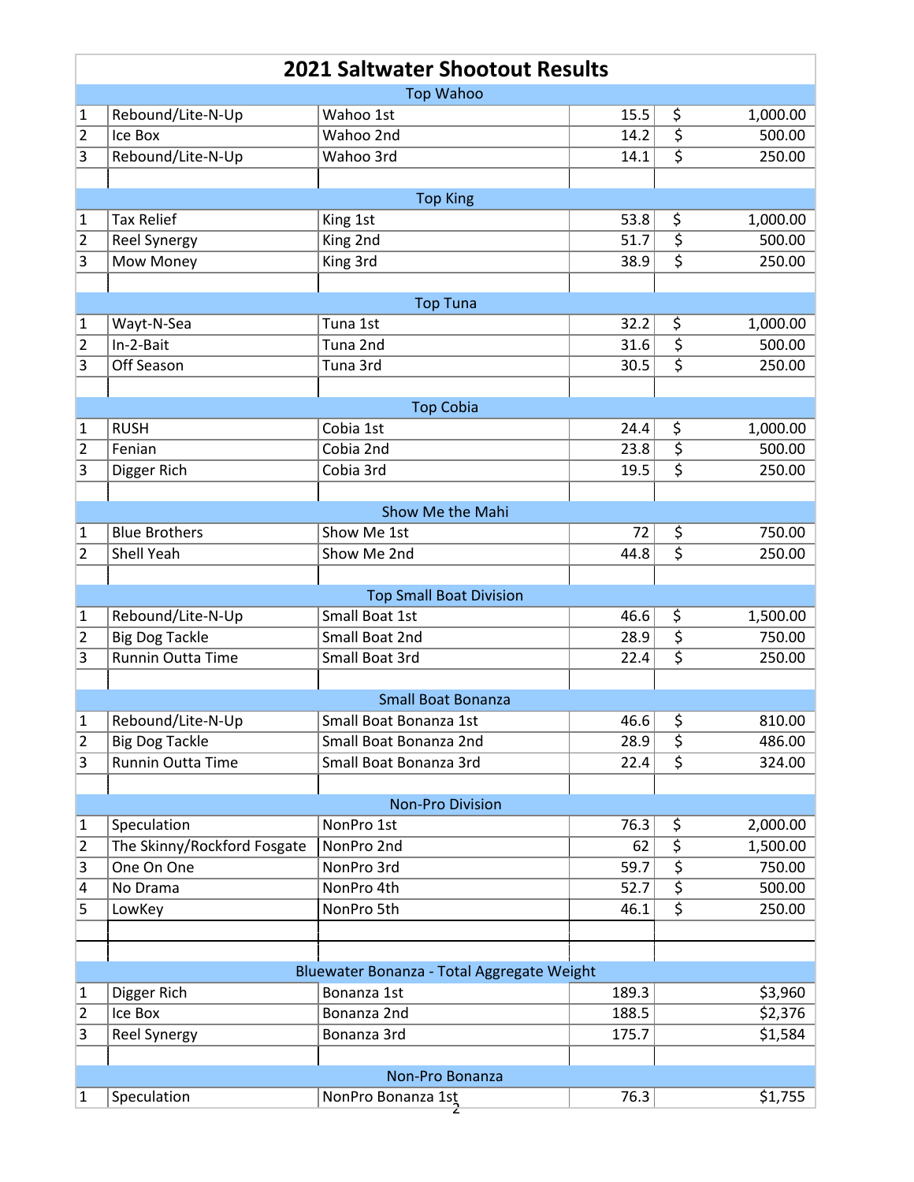# 2021 Saltwater Shootout Results

| | | | | |
|---|---|---|---|---|
| **Top Wahoo** | | | | |
| 1 | Rebound/Lite-N-Up | Wahoo 1st | 15.5 | $ 1,000.00 |
| 2 | Ice Box | Wahoo 2nd | 14.2 | $ 500.00 |
| 3 | Rebound/Lite-N-Up | Wahoo 3rd | 14.1 | $ 250.00 |
| | | | | |
| **Top King** | | | | |
| 1 | Tax Relief | King 1st | 53.8 | $ 1,000.00 |
| 2 | Reel Synergy | King 2nd | 51.7 | $ 500.00 |
| 3 | Mow Money | King 3rd | 38.9 | $ 250.00 |
| | | | | |
| **Top Tuna** | | | | |
| 1 | Wayt-N-Sea | Tuna 1st | 32.2 | $ 1,000.00 |
| 2 | In-2-Bait | Tuna 2nd | 31.6 | $ 500.00 |
| 3 | Off Season | Tuna 3rd | 30.5 | $ 250.00 |
| | | | | |
| **Top Cobia** | | | | |
| 1 | RUSH | Cobia 1st | 24.4 | $ 1,000.00 |
| 2 | Fenian | Cobia 2nd | 23.8 | $ 500.00 |
| 3 | Digger Rich | Cobia 3rd | 19.5 | $ 250.00 |
| | | | | |
| **Show Me the Mahi** | | | | |
| 1 | Blue Brothers | Show Me 1st | 72 | $ 750.00 |
| 2 | Shell Yeah | Show Me 2nd | 44.8 | $ 250.00 |
| | | | | |
| **Top Small Boat Division** | | | | |
| 1 | Rebound/Lite-N-Up | Small Boat 1st | 46.6 | $ 1,500.00 |
| 2 | Big Dog Tackle | Small Boat 2nd | 28.9 | $ 750.00 |
| 3 | Runnin Outta Time | Small Boat 3rd | 22.4 | $ 250.00 |
| | | | | |
| **Small Boat Bonanza** | | | | |
| 1 | Rebound/Lite-N-Up | Small Boat Bonanza 1st | 46.6 | $ 810.00 |
| 2 | Big Dog Tackle | Small Boat Bonanza 2nd | 28.9 | $ 486.00 |
| 3 | Runnin Outta Time | Small Boat Bonanza 3rd | 22.4 | $ 324.00 |
| | | | | |
| **Non-Pro Division** | | | | |
| 1 | Speculation | NonPro 1st | 76.3 | $ 2,000.00 |
| 2 | The Skinny/Rockford Fosgate | NonPro 2nd | 62 | $ 1,500.00 |
| 3 | One On One | NonPro 3rd | 59.7 | $ 750.00 |
| 4 | No Drama | NonPro 4th | 52.7 | $ 500.00 |
| 5 | LowKey | NonPro 5th | 46.1 | $ 250.00 |
| | | | | |
| | | | | |
| **Bluewater Bonanza - Total Aggregate Weight** | | | | |
| 1 | Digger Rich | Bonanza 1st | 189.3 | $3,960 |
| 2 | Ice Box | Bonanza 2nd | 188.5 | $2,376 |
| 3 | Reel Synergy | Bonanza 3rd | 175.7 | $1,584 |
| | | | | |
| **Non-Pro Bonanza** | | | | |
| 1 | Speculation | NonPro Bonanza 1st | 76.3 | $1,755 |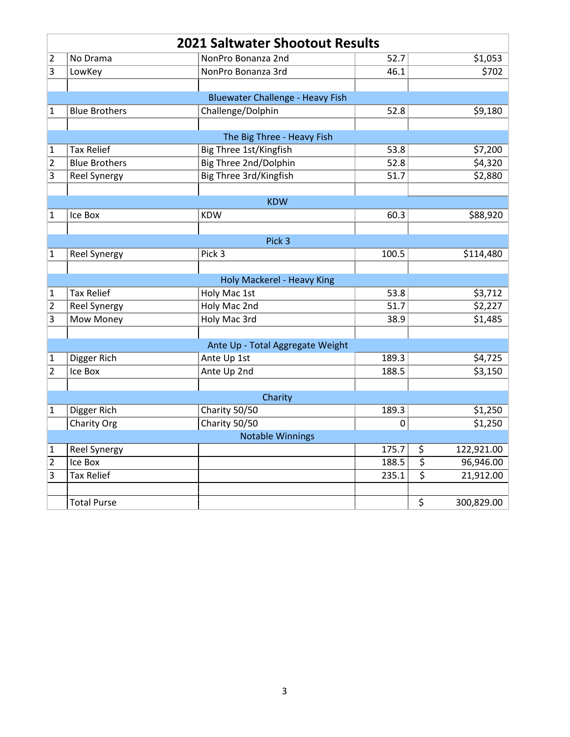# 2021 Saltwater Shootout Results

| | | | | |
|---|---|---|---|---|
| 2 | No Drama | NonPro Bonanza 2nd | 52.7 | $1,053 |
| 3 | LowKey | NonPro Bonanza 3rd | 46.1 | $702 |
| | | | | |
| | | Bluewater Challenge - Heavy Fish | | |
| 1 | Blue Brothers | Challenge/Dolphin | 52.8 | $9,180 |
| | | | | |
| | | The Big Three - Heavy Fish | | |
| 1 | Tax Relief | Big Three 1st/Kingfish | 53.8 | $7,200 |
| 2 | Blue Brothers | Big Three 2nd/Dolphin | 52.8 | $4,320 |
| 3 | Reel Synergy | Big Three 3rd/Kingfish | 51.7 | $2,880 |
| | | | | |
| | | KDW | | |
| 1 | Ice Box | KDW | 60.3 | $88,920 |
| | | | | |
| | | Pick 3 | | |
| 1 | Reel Synergy | Pick 3 | 100.5 | $114,480 |
| | | | | |
| | | Holy Mackerel - Heavy King | | |
| 1 | Tax Relief | Holy Mac 1st | 53.8 | $3,712 |
| 2 | Reel Synergy | Holy Mac 2nd | 51.7 | $2,227 |
| 3 | Mow Money | Holy Mac 3rd | 38.9 | $1,485 |
| | | | | |
| | | Ante Up - Total Aggregate Weight | | |
| 1 | Digger Rich | Ante Up 1st | 189.3 | $4,725 |
| 2 | Ice Box | Ante Up 2nd | 188.5 | $3,150 |
| | | | | |
| | | Charity | | |
| 1 | Digger Rich | Charity 50/50 | 189.3 | $1,250 |
| | Charity Org | Charity 50/50 | 0 | $1,250 |
| | | Notable Winnings | | |
| 1 | Reel Synergy | | 175.7 | $ 122,921.00 |
| 2 | Ice Box | | 188.5 | $ 96,946.00 |
| 3 | Tax Relief | | 235.1 | $ 21,912.00 |
| | | | | |
| | Total Purse | | | $ 300,829.00 |